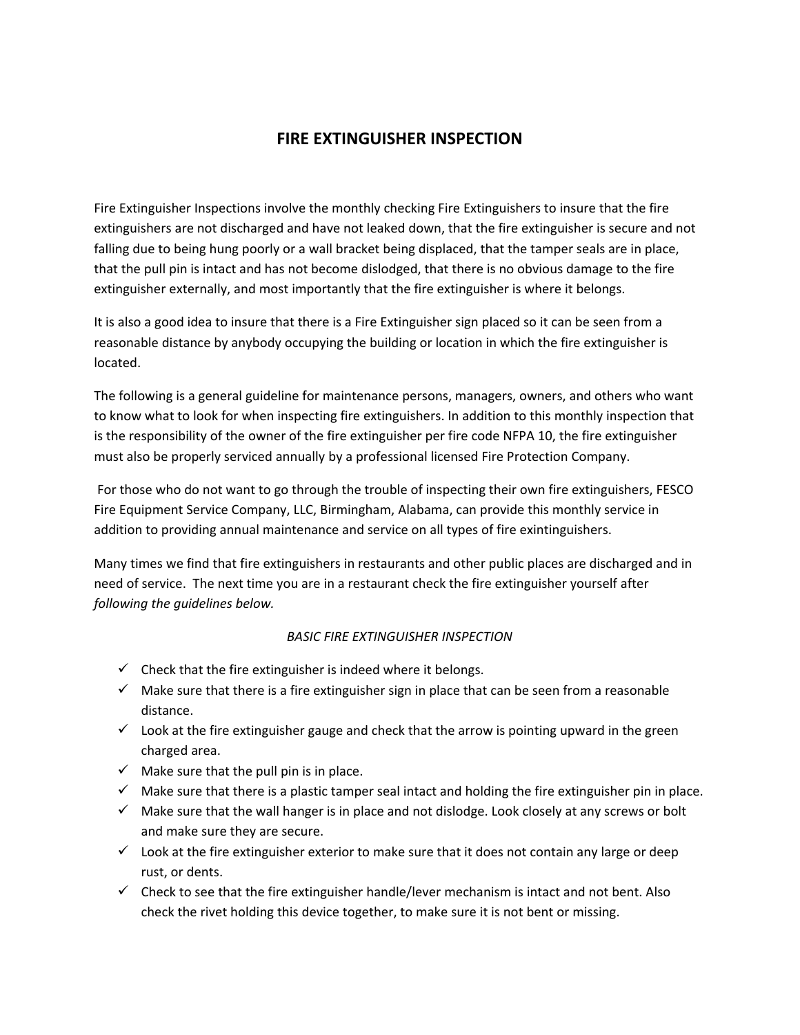# FIRE EXTINGUISHER INSPECTION

Fire Extinguisher Inspections involve the monthly checking Fire Extinguishers to insure that the fire extinguishers are not discharged and have not leaked down, that the fire extinguisher is secure and not falling due to being hung poorly or a wall bracket being displaced, that the tamper seals are in place, that the pull pin is intact and has not become dislodged, that there is no obvious damage to the fire extinguisher externally, and most importantly that the fire extinguisher is where it belongs.

It is also a good idea to insure that there is a Fire Extinguisher sign placed so it can be seen from a reasonable distance by anybody occupying the building or location in which the fire extinguisher is located.

The following is a general guideline for maintenance persons, managers, owners, and others who want to know what to look for when inspecting fire extinguishers. In addition to this monthly inspection that is the responsibility of the owner of the fire extinguisher per fire code NFPA 10, the fire extinguisher must also be properly serviced annually by a professional licensed Fire Protection Company.

For those who do not want to go through the trouble of inspecting their own fire extinguishers, FESCO Fire Equipment Service Company, LLC, Birmingham, Alabama, can provide this monthly service in addition to providing annual maintenance and service on all types of fire exintinguishers.

Many times we find that fire extinguishers in restaurants and other public places are discharged and in need of service. The next time you are in a restaurant check the fire extinguisher yourself after *following the guidelines below.*

*BASIC FIRE EXTINGUISHER INSPECTION*

- ✓ Check that the fire extinguisher is indeed where it belongs.
- ✓ Make sure that there is a fire extinguisher sign in place that can be seen from a reasonable distance.
- ✓ Look at the fire extinguisher gauge and check that the arrow is pointing upward in the green charged area.
- ✓ Make sure that the pull pin is in place.
- ✓ Make sure that there is a plastic tamper seal intact and holding the fire extinguisher pin in place.
- ✓ Make sure that the wall hanger is in place and not dislodge. Look closely at any screws or bolt and make sure they are secure.
- ✓ Look at the fire extinguisher exterior to make sure that it does not contain any large or deep rust, or dents.
- ✓ Check to see that the fire extinguisher handle/lever mechanism is intact and not bent. Also check the rivet holding this device together, to make sure it is not bent or missing.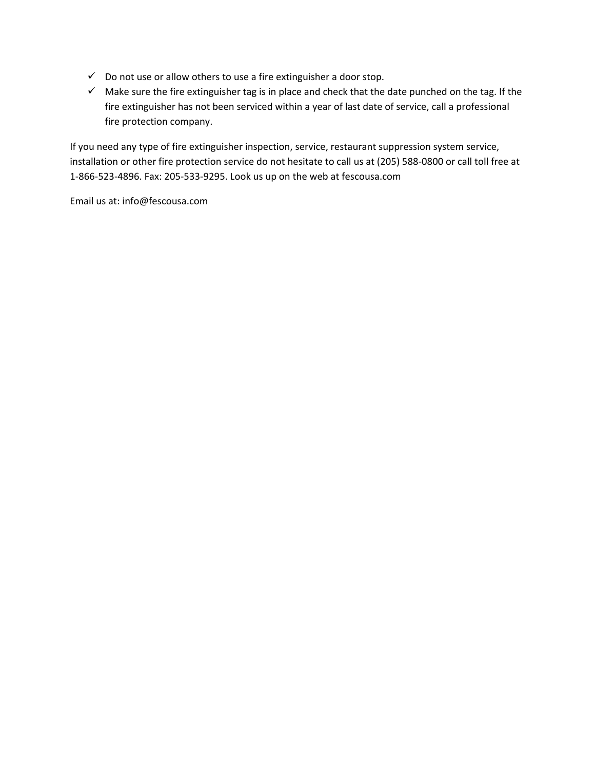- ✓ Do not use or allow others to use a fire extinguisher a door stop.
- ✓ Make sure the fire extinguisher tag is in place and check that the date punched on the tag. If the fire extinguisher has not been serviced within a year of last date of service, call a professional fire protection company.

If you need any type of fire extinguisher inspection, service, restaurant suppression system service, installation or other fire protection service do not hesitate to call us at (205) 588-0800 or call toll free at 1-866-523-4896. Fax: 205-533-9295. Look us up on the web at fescousa.com

Email us at: info@fescousa.com